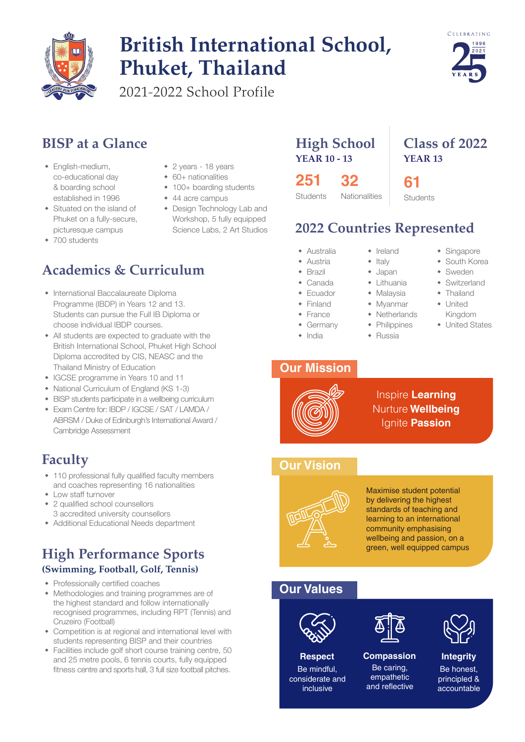# British International School, Phuket, Thailand

2021-2022 School Profile

CELEBRATING 25 YEARS 1996 2021

## BISP at a Glance

- English-medium, co-educational day & boarding school established in 1996
- Situated on the island of Phuket on a fully-secure, picturesque campus
- 700 students
- 2 years - 18 years
- 60+ nationalities
- 100+ boarding students
- 44 acre campus
- Design Technology Lab and Workshop, 5 fully equipped Science Labs, 2 Art Studios

## Academics & Curriculum

- International Baccalaureate Diploma Programme (IBDP) in Years 12 and 13. Students can pursue the Full IB Diploma or choose individual IBDP courses.
- All students are expected to graduate with the British International School, Phuket High School Diploma accredited by CIS, NEASC and the Thailand Ministry of Education
- IGCSE programme in Years 10 and 11
- National Curriculum of England (KS 1-3)
- BISP students participate in a wellbeing curriculum
- Exam Centre for: IBDP / IGCSE / SAT / LAMDA / ABRSM / Duke of Edinburgh's International Award / Cambridge Assessment

## Faculty

- 110 professional fully qualified faculty members and coaches representing 16 nationalities
- Low staff turnover
- 2 qualified school counsellors
  3 accredited university counsellors
- Additional Educational Needs department

## High Performance Sports

**(Swimming, Football, Golf, Tennis)**

- Professionally certified coaches
- Methodologies and training programmes are of the highest standard and follow internationally recognised programmes, including RPT (Tennis) and Cruzeiro (Football)
- Competition is at regional and international level with students representing BISP and their countries
- Facilities include golf short course training centre, 50 and 25 metre pools, 6 tennis courts, fully equipped fitness centre and sports hall, 3 full size football pitches.

## High School

**YEAR 10 - 13**

**251** Students

**32** Nationalities

## Class of 2022

**YEAR 13**

**61** Students

## 2022 Countries Represented

- Australia
- Austria
- Brazil
- Canada
- Ecuador
- Finland
- France
- Germany
- India
- Ireland
- Italy
- Japan
- Lithuania
- Malaysia
- Myanmar
- Netherlands
- Philippines
- Russia
- Singapore
- South Korea
- Sweden
- Switzerland
- Thailand
- United Kingdom
- United States

## Our Mission

Inspire **Learning**
Nurture **Wellbeing**
Ignite **Passion**

## Our Vision

Maximise student potential by delivering the highest standards of teaching and learning to an international community emphasising wellbeing and passion, on a green, well equipped campus

## Our Values

**Respect**
Be mindful, considerate and inclusive

**Compassion**
Be caring, empathetic and reflective

**Integrity**
Be honest, principled & accountable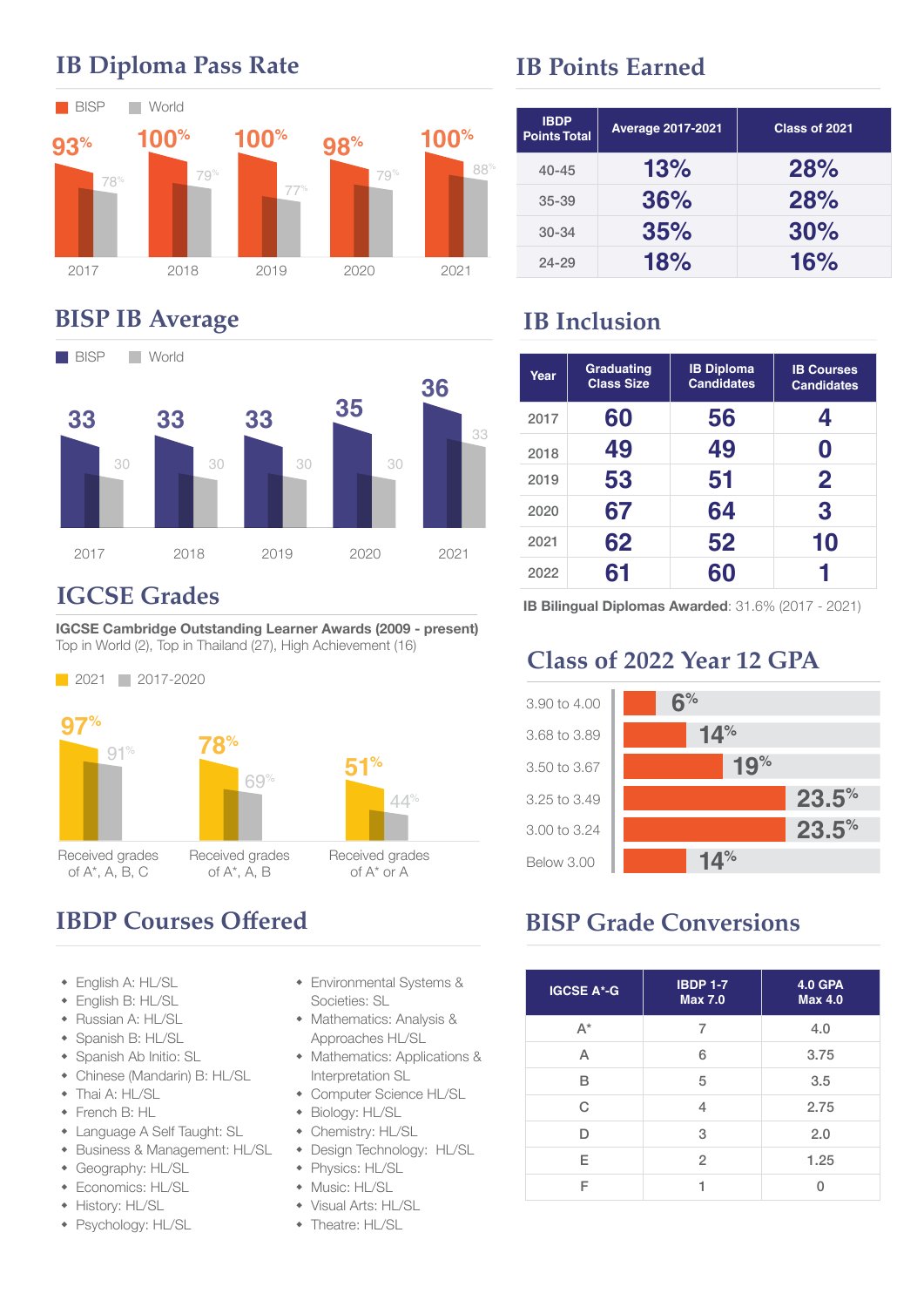## IB Diploma Pass Rate

BISP | World

| Year | BISP | World |
|---|---|---|
| 2017 | 93% | 78% |
| 2018 | 100% | 79% |
| 2019 | 100% | 77% |
| 2020 | 98% | 79% |
| 2021 | 100% | 88% |

## IB Points Earned

| IBDP Points Total | Average 2017-2021 | Class of 2021 |
|---|---|---|
| 40-45 | 13% | 28% |
| 35-39 | 36% | 28% |
| 30-34 | 35% | 30% |
| 24-29 | 18% | 16% |

## BISP IB Average

BISP | World

| Year | BISP | World |
|---|---|---|
| 2017 | 33 | 30 |
| 2018 | 33 | 30 |
| 2019 | 33 | 30 |
| 2020 | 35 | 30 |
| 2021 | 36 | 33 |

## IB Inclusion

| Year | Graduating Class Size | IB Diploma Candidates | IB Courses Candidates |
|---|---|---|---|
| 2017 | 60 | 56 | 4 |
| 2018 | 49 | 49 | 0 |
| 2019 | 53 | 51 | 2 |
| 2020 | 67 | 64 | 3 |
| 2021 | 62 | 52 | 10 |
| 2022 | 61 | 60 | 1 |

**IB Bilingual Diplomas Awarded**: 31.6% (2017 - 2021)

## IGCSE Grades

**IGCSE Cambridge Outstanding Learner Awards (2009 - present)**
Top in World (2), Top in Thailand (27), High Achievement (16)

2021 | 2017-2020

| | 2021 | 2017-2020 |
|---|---|---|
| Received grades of A*, A, B, C | 97% | 91% |
| Received grades of A*, A, B | 78% | 69% |
| Received grades of A* or A | 51% | 44% |

## Class of 2022 Year 12 GPA

| GPA | % |
|---|---|
| 3.90 to 4.00 | 6% |
| 3.68 to 3.89 | 14% |
| 3.50 to 3.67 | 19% |
| 3.25 to 3.49 | 23.5% |
| 3.00 to 3.24 | 23.5% |
| Below 3.00 | 14% |

## IBDP Courses Offered

- English A: HL/SL
- English B: HL/SL
- Russian A: HL/SL
- Spanish B: HL/SL
- Spanish Ab Initio: SL
- Chinese (Mandarin) B: HL/SL
- Thai A: HL/SL
- French B: HL
- Language A Self Taught: SL
- Business & Management: HL/SL
- Geography: HL/SL
- Economics: HL/SL
- History: HL/SL
- Psychology: HL/SL
- Environmental Systems & Societies: SL
- Mathematics: Analysis & Approaches HL/SL
- Mathematics: Applications & Interpretation SL
- Computer Science HL/SL
- Biology: HL/SL
- Chemistry: HL/SL
- Design Technology: HL/SL
- Physics: HL/SL
- Music: HL/SL
- Visual Arts: HL/SL
- Theatre: HL/SL

## BISP Grade Conversions

| IGCSE A*-G | IBDP 1-7 Max 7.0 | 4.0 GPA Max 4.0 |
|---|---|---|
| A* | 7 | 4.0 |
| A | 6 | 3.75 |
| B | 5 | 3.5 |
| C | 4 | 2.75 |
| D | 3 | 2.0 |
| E | 2 | 1.25 |
| F | 1 | 0 |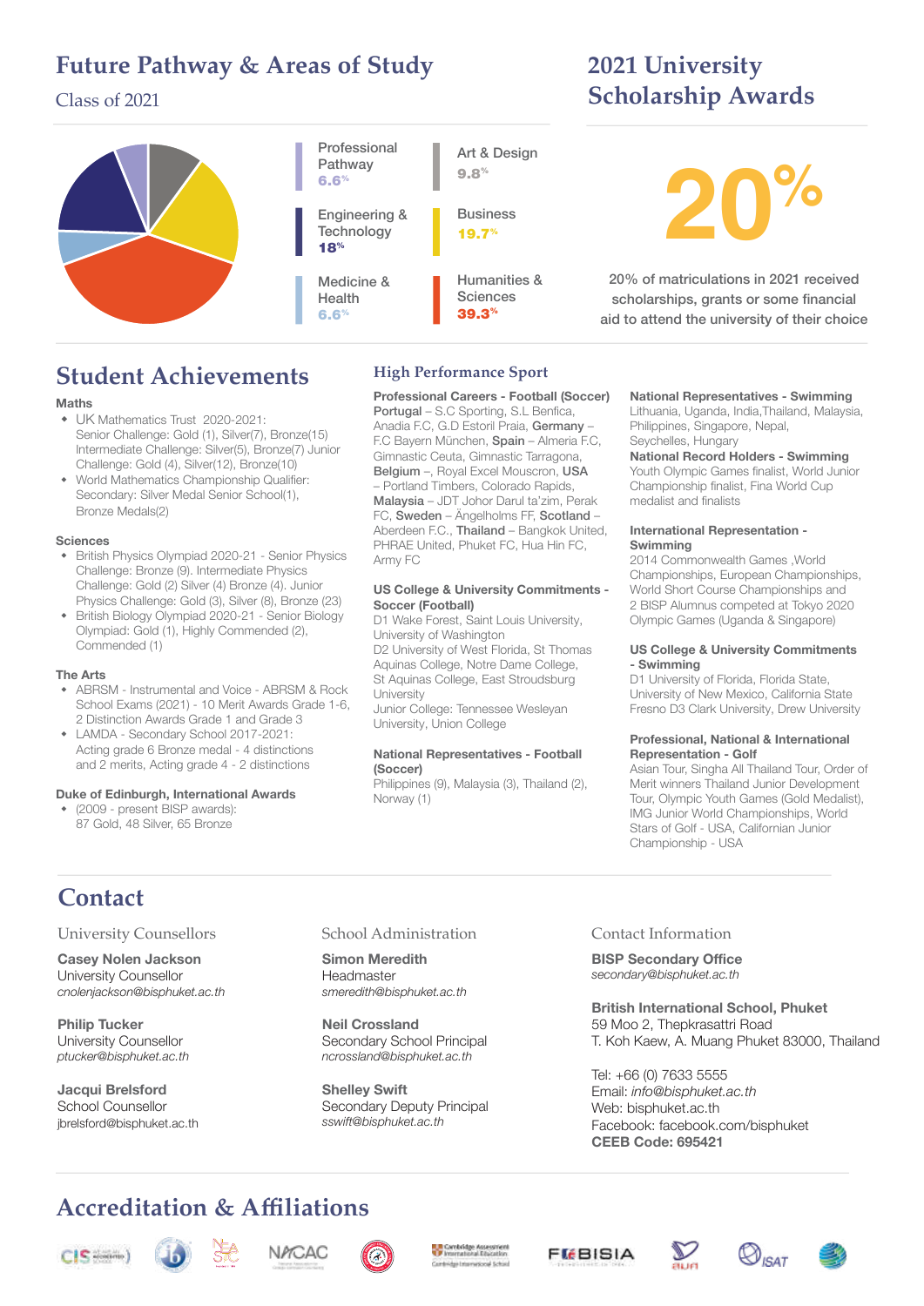## Future Pathway & Areas of Study

Class of 2021

- Professional Pathway 6.6%
- Engineering & Technology 18%
- Medicine & Health 6.6%
- Art & Design 9.8%
- Business 19.7%
- Humanities & Sciences 39.3%

## 2021 University Scholarship Awards

**20%**

20% of matriculations in 2021 received scholarships, grants or some financial aid to attend the university of their choice

## Student Achievements

**Maths**

- UK Mathematics Trust 2020-2021: Senior Challenge: Gold (1), Silver(7), Bronze(15) Intermediate Challenge: Silver(5), Bronze(7) Junior Challenge: Gold (4), Silver(12), Bronze(10)
- World Mathematics Championship Qualifier: Secondary: Silver Medal Senior School(1), Bronze Medals(2)

**Sciences**

- British Physics Olympiad 2020-21 - Senior Physics Challenge: Bronze (9). Intermediate Physics Challenge: Gold (2) Silver (4) Bronze (4). Junior Physics Challenge: Gold (3), Silver (8), Bronze (23)
- British Biology Olympiad 2020-21 - Senior Biology Olympiad: Gold (1), Highly Commended (2), Commended (1)

**The Arts**

- ABRSM - Instrumental and Voice - ABRSM & Rock School Exams (2021) - 10 Merit Awards Grade 1-6, 2 Distinction Awards Grade 1 and Grade 3
- LAMDA - Secondary School 2017-2021: Acting grade 6 Bronze medal - 4 distinctions and 2 merits, Acting grade 4 - 2 distinctions

**Duke of Edinburgh, International Awards**

- (2009 - present BISP awards): 87 Gold, 48 Silver, 65 Bronze

### High Performance Sport

**Professional Careers - Football (Soccer)**
**Portugal** – S.C Sporting, S.L Benfica, Anadia F.C, G.D Estoril Praia, **Germany** – F.C Bayern München, **Spain** – Almeria F.C, Gimnastic Ceuta, Gimnastic Tarragona, **Belgium** –, Royal Excel Mouscron, **USA** – Portland Timbers, Colorado Rapids, **Malaysia** – JDT Johor Darul ta'zim, Perak FC, **Sweden** – Ängelholms FF, **Scotland** – Aberdeen F.C., **Thailand** – Bangkok United, PHRAE United, Phuket FC, Hua Hin FC, Army FC

**US College & University Commitments - Soccer (Football)**
D1 Wake Forest, Saint Louis University, University of Washington
D2 University of West Florida, St Thomas Aquinas College, Notre Dame College, St Aquinas College, East Stroudsburg University
Junior College: Tennessee Wesleyan University, Union College

**National Representatives - Football (Soccer)**
Philippines (9), Malaysia (3), Thailand (2), Norway (1)

**National Representatives - Swimming**
Lithuania, Uganda, India,Thailand, Malaysia, Philippines, Singapore, Nepal, Seychelles, Hungary

**National Record Holders - Swimming**
Youth Olympic Games finalist, World Junior Championship finalist, Fina World Cup medalist and finalists

**International Representation - Swimming**
2014 Commonwealth Games ,World Championships, European Championships, World Short Course Championships and 2 BISP Alumnus competed at Tokyo 2020 Olympic Games (Uganda & Singapore)

**US College & University Commitments - Swimming**
D1 University of Florida, Florida State, University of New Mexico, California State Fresno D3 Clark University, Drew University

**Professional, National & International Representation - Golf**
Asian Tour, Singha All Thailand Tour, Order of Merit winners Thailand Junior Development Tour, Olympic Youth Games (Gold Medalist), IMG Junior World Championships, World Stars of Golf - USA, Californian Junior Championship - USA

## Contact

**University Counsellors**

**Casey Nolen Jackson**
University Counsellor
*cnolenjackson@bisphuket.ac.th*

**Philip Tucker**
University Counsellor
*ptucker@bisphuket.ac.th*

**Jacqui Brelsford**
School Counsellor
jbrelsford@bisphuket.ac.th

**School Administration**

**Simon Meredith**
Headmaster
*smeredith@bisphuket.ac.th*

**Neil Crossland**
Secondary School Principal
*ncrossland@bisphuket.ac.th*

**Shelley Swift**
Secondary Deputy Principal
*sswift@bisphuket.ac.th*

**Contact Information**

**BISP Secondary Office**
*secondary@bisphuket.ac.th*

**British International School, Phuket**
59 Moo 2, Thepkrasattri Road
T. Koh Kaew, A. Muang Phuket 83000, Thailand

Tel: +66 (0) 7633 5555
Email: *info@bisphuket.ac.th*
Web: bisphuket.ac.th
Facebook: facebook.com/bisphuket
**CEEB Code: 695421**

## Accreditation & Affiliations

CIS · IB · NACAC · Cambridge Assessment International Education · FOBISIA · ISAT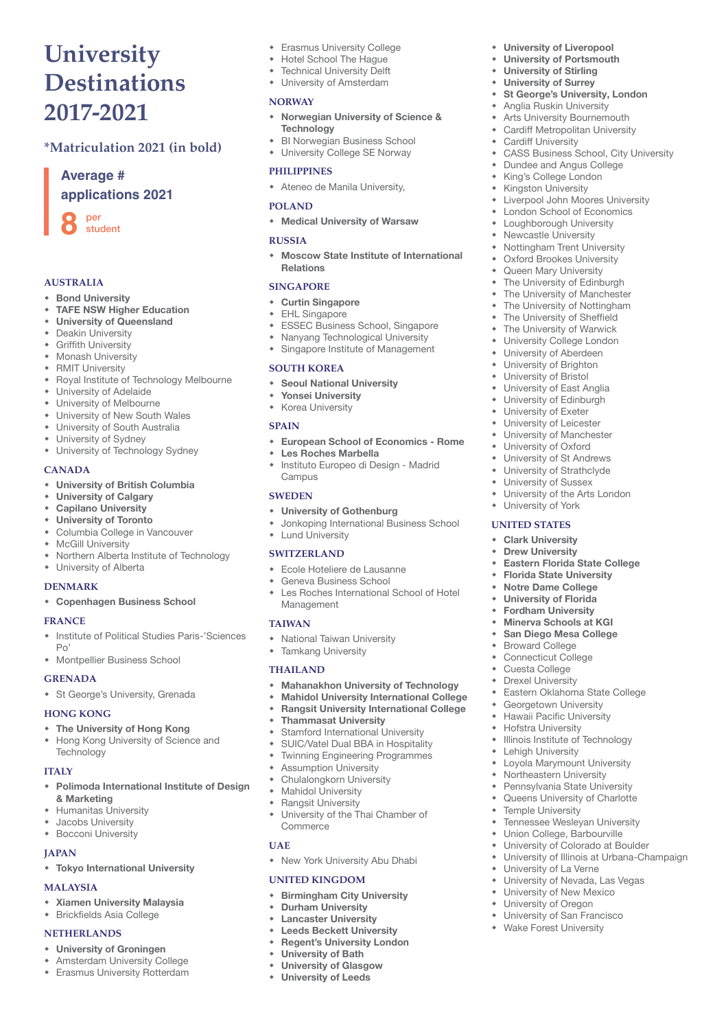# University Destinations 2017-2021

## *Matriculation 2021 (in bold)

**Average # applications 2021**

**8** per student

### AUSTRALIA

- **Bond University**
- **TAFE NSW Higher Education**
- **University of Queensland**
- Deakin University
- Griffith University
- Monash University
- RMIT University
- Royal Institute of Technology Melbourne
- University of Adelaide
- University of Melbourne
- University of New South Wales
- University of South Australia
- University of Sydney
- University of Technology Sydney

### CANADA

- **University of British Columbia**
- **University of Calgary**
- **Capilano University**
- **University of Toronto**
- Columbia College in Vancouver
- McGill University
- Northern Alberta Institute of Technology
- University of Alberta

### DENMARK

- **Copenhagen Business School**

### FRANCE

- Institute of Political Studies Paris-'Sciences Po'
- Montpellier Business School

### GRENADA

- St George's University, Grenada

### HONG KONG

- **The University of Hong Kong**
- Hong Kong University of Science and Technology

### ITALY

- **Polimoda International Institute of Design & Marketing**
- Humanitas University
- Jacobs University
- Bocconi University

### JAPAN

- **Tokyo International University**

### MALAYSIA

- **Xiamen University Malaysia**
- Brickfields Asia College

### NETHERLANDS

- **University of Groningen**
- Amsterdam University College
- Erasmus University Rotterdam
- Erasmus University College
- Hotel School The Hague
- Technical University Delft
- University of Amsterdam

### NORWAY

- **Norwegian University of Science & Technology**
- BI Norwegian Business School
- University College SE Norway

### PHILIPPINES

- Ateneo de Manila University,

### POLAND

- **Medical University of Warsaw**

### RUSSIA

- **Moscow State Institute of International Relations**

### SINGAPORE

- **Curtin Singapore**
- EHL Singapore
- ESSEC Business School, Singapore
- Nanyang Technological University
- Singapore Institute of Management

### SOUTH KOREA

- **Seoul National University**
- **Yonsei University**
- Korea University

### SPAIN

- **European School of Economics - Rome**
- **Les Roches Marbella**
- Instituto Europeo di Design - Madrid Campus

### SWEDEN

- **University of Gothenburg**
- Jonkoping International Business School
- Lund University

### SWITZERLAND

- Ecole Hoteliere de Lausanne
- Geneva Business School
- Les Roches International School of Hotel Management

### TAIWAN

- National Taiwan University
- Tamkang University

### THAILAND

- **Mahanakhon University of Technology**
- **Mahidol University International College**
- **Rangsit University International College**
- **Thammasat University**
- Stamford International University
- SUIC/Vatel Dual BBA in Hospitality
- Twinning Engineering Programmes
- Assumption University
- Chulalongkorn University
- Mahidol University
- Rangsit University
- University of the Thai Chamber of Commerce

### UAE

- New York University Abu Dhabi

### UNITED KINGDOM

- **Birmingham City University**
- **Durham University**
- **Lancaster University**
- **Leeds Beckett University**
- **Regent's University London**
- **University of Bath**
- **University of Glasgow**
- **University of Leeds**
- **University of Liveropool**
- **University of Portsmouth**
- **University of Stirling**
- **University of Surrey**
- **St George's University, London**
- Anglia Ruskin University
- Arts University Bournemouth
- Cardiff Metropolitan University
- Cardiff University
- CASS Business School, City University
- Dundee and Angus College
- King's College London
- Kingston University
- Liverpool John Moores University
- London School of Economics
- Loughborough University
- Newcastle University
- Nottingham Trent University
- Oxford Brookes University
- Queen Mary University
- The University of Edinburgh
- The University of Manchester
- The University of Nottingham
- The University of Sheffield
- The University of Warwick
- University College London
- University of Aberdeen
- University of Brighton
- University of Bristol
- University of East Anglia
- University of Edinburgh
- University of Exeter
- University of Leicester
- University of Manchester
- University of Oxford
- University of St Andrews
- University of Strathclyde
- University of Sussex
- University of the Arts London
- University of York

### UNITED STATES

- **Clark University**
- **Drew University**
- **Eastern Florida State College**
- **Florida State University**
- **Notre Dame College**
- **University of Florida**
- **Fordham University**
- **Minerva Schools at KGI**
- **San Diego Mesa College**
- Broward College
- Connecticut College
- Cuesta College
- Drexel University
- Eastern Oklahoma State College
- Georgetown University
- Hawaii Pacific University
- Hofstra University
- Illinois Institute of Technology
- Lehigh University
- Loyola Marymount University
- Northeastern University
- Pennsylvania State University
- Queens University of Charlotte
- Temple University
- Tennessee Wesleyan University
- Union College, Barbourville
- University of Colorado at Boulder
- University of Illinois at Urbana-Champaign
- University of La Verne
- University of Nevada, Las Vegas
- University of New Mexico
- University of Oregon
- University of San Francisco
- Wake Forest University